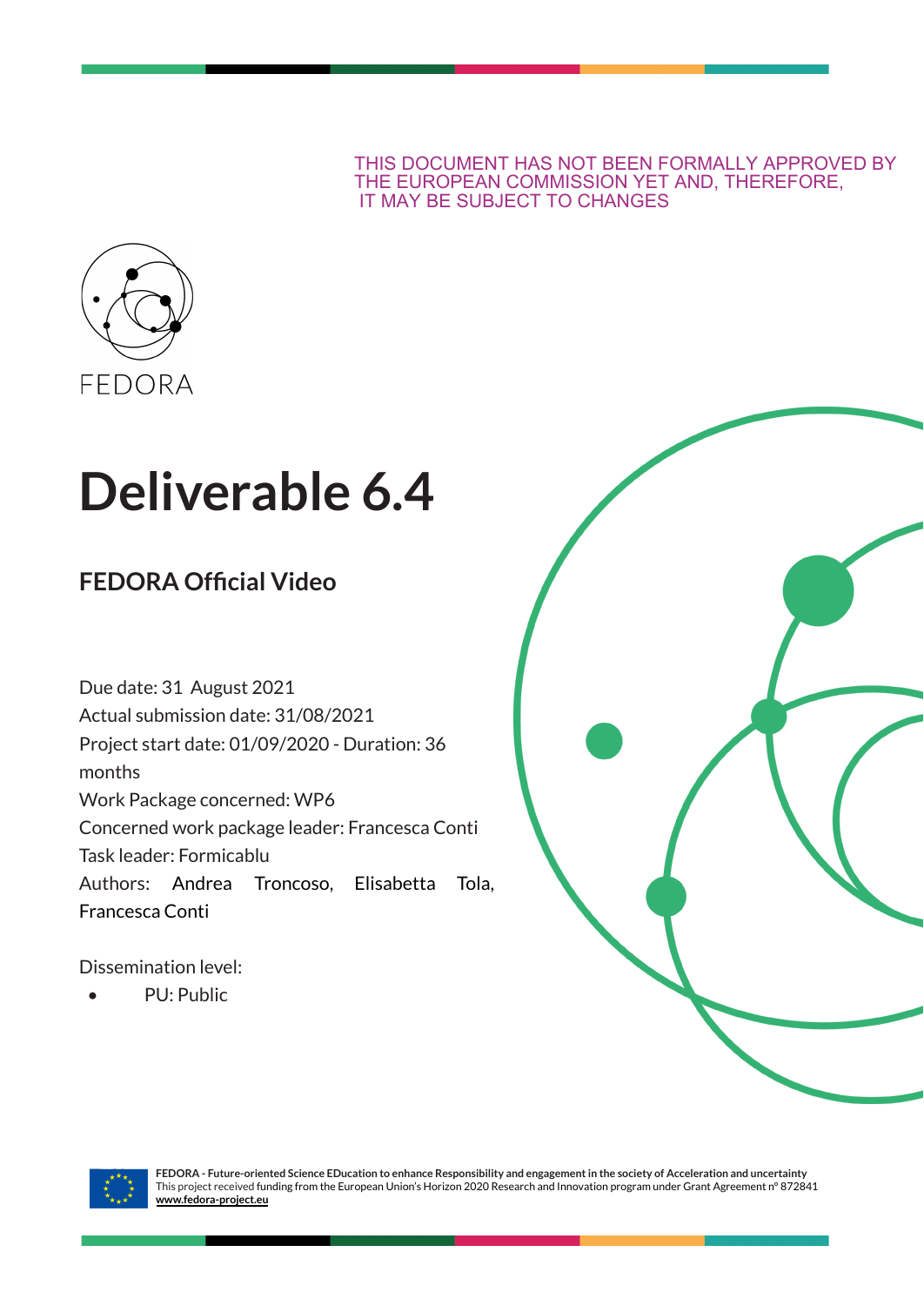THIS DOCUMENT HAS NOT BEEN FORMALLY APPROVED BY THE EUROPEAN COMMISSION YET AND, THEREFORE, IT MAY BE SUBJECT TO CHANGES

FEDORA

# Deliverable 6.4

## FEDORA Official Video

Due date: 31 August 2021
Actual submission date: 31/08/2021
Project start date: 01/09/2020 - Duration: 36 months
Work Package concerned: WP6
Concerned work package leader: Francesca Conti
Task leader: Formicablu
Authors: Andrea Troncoso, Elisabetta Tola, Francesca Conti

Dissemination level:

- PU: Public

**FEDORA - Future-oriented Science EDucation to enhance Responsibility and engagement in the society of Acceleration and uncertainty**
This project received funding from the European Union's Horizon 2020 Research and Innovation program under Grant Agreement n° 872841
**www.fedora-project.eu**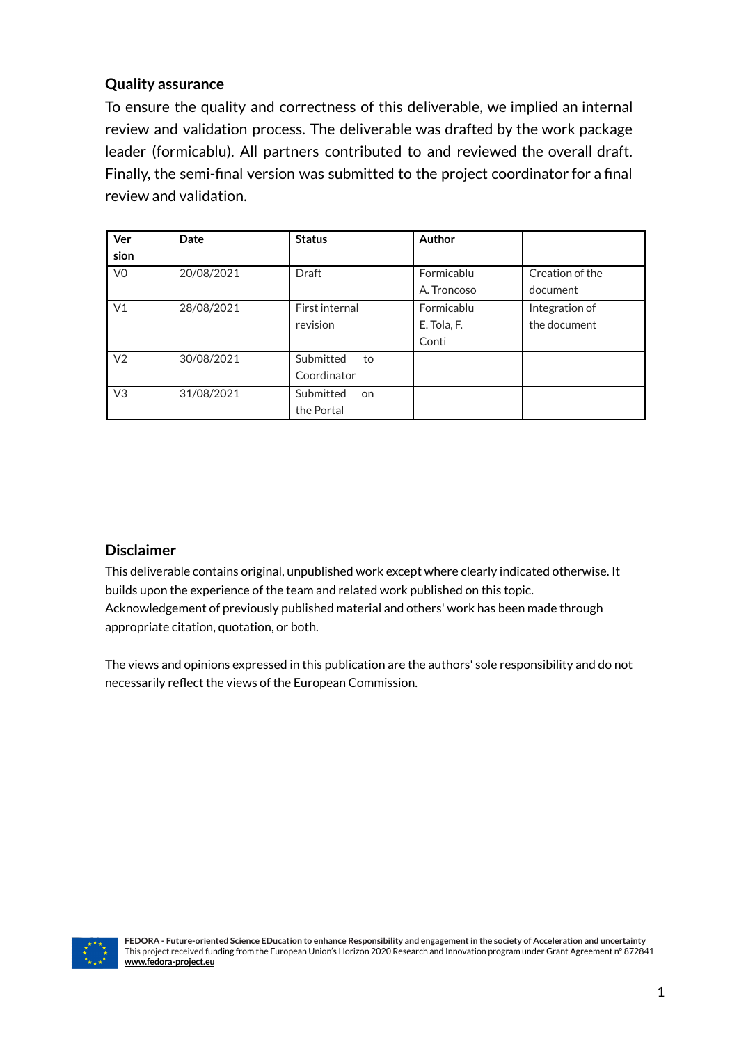## Quality assurance

To ensure the quality and correctness of this deliverable, we implied an internal review and validation process. The deliverable was drafted by the work package leader (formicablu). All partners contributed to and reviewed the overall draft. Finally, the semi-final version was submitted to the project coordinator for a final review and validation.

| Version | Date | Status | Author | |
|---|---|---|---|---|
| V0 | 20/08/2021 | Draft | Formicablu A. Troncoso | Creation of the document |
| V1 | 28/08/2021 | First internal revision | Formicablu E. Tola, F. Conti | Integration of the document |
| V2 | 30/08/2021 | Submitted to Coordinator | | |
| V3 | 31/08/2021 | Submitted on the Portal | | |

## Disclaimer

This deliverable contains original, unpublished work except where clearly indicated otherwise. It builds upon the experience of the team and related work published on this topic. Acknowledgement of previously published material and others' work has been made through appropriate citation, quotation, or both.

The views and opinions expressed in this publication are the authors' sole responsibility and do not necessarily reflect the views of the European Commission.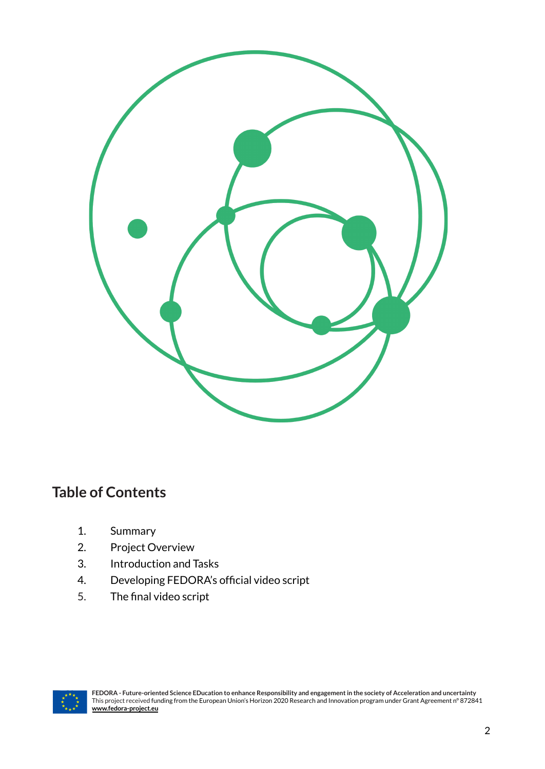## Table of Contents

1. Summary
2. Project Overview
3. Introduction and Tasks
4. Developing FEDORA's official video script
5. The final video script

**FEDORA - Future-oriented Science EDucation to enhance Responsibility and engagement in the society of Acceleration and uncertainty**
This project received funding from the European Union's Horizon 2020 Research and Innovation program under Grant Agreement n° 872841
**www.fedora-project.eu**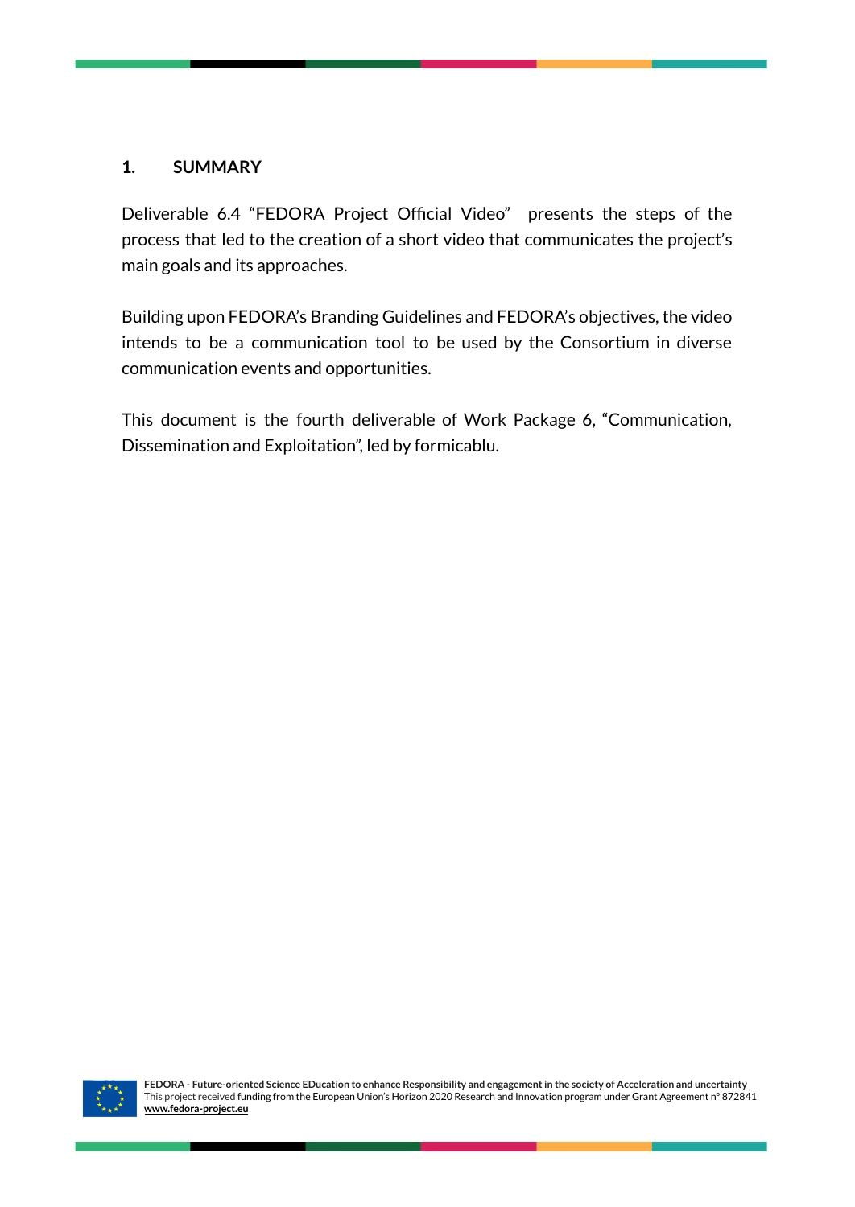# 1. SUMMARY

Deliverable 6.4 "FEDORA Project Official Video" presents the steps of the process that led to the creation of a short video that communicates the project's main goals and its approaches.

Building upon FEDORA's Branding Guidelines and FEDORA's objectives, the video intends to be a communication tool to be used by the Consortium in diverse communication events and opportunities.

This document is the fourth deliverable of Work Package 6, "Communication, Dissemination and Exploitation", led by formicablu.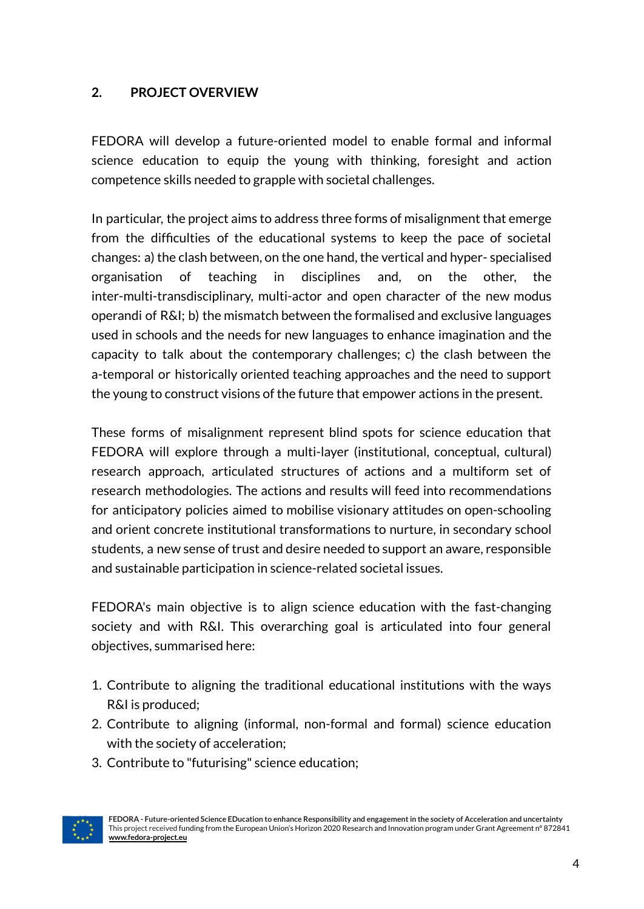## 2. PROJECT OVERVIEW

FEDORA will develop a future-oriented model to enable formal and informal science education to equip the young with thinking, foresight and action competence skills needed to grapple with societal challenges.

In particular, the project aims to address three forms of misalignment that emerge from the difficulties of the educational systems to keep the pace of societal changes: a) the clash between, on the one hand, the vertical and hyper- specialised organisation of teaching in disciplines and, on the other, the inter-multi-transdisciplinary, multi-actor and open character of the new modus operandi of R&I; b) the mismatch between the formalised and exclusive languages used in schools and the needs for new languages to enhance imagination and the capacity to talk about the contemporary challenges; c) the clash between the a-temporal or historically oriented teaching approaches and the need to support the young to construct visions of the future that empower actions in the present.

These forms of misalignment represent blind spots for science education that FEDORA will explore through a multi-layer (institutional, conceptual, cultural) research approach, articulated structures of actions and a multiform set of research methodologies. The actions and results will feed into recommendations for anticipatory policies aimed to mobilise visionary attitudes on open-schooling and orient concrete institutional transformations to nurture, in secondary school students, a new sense of trust and desire needed to support an aware, responsible and sustainable participation in science-related societal issues.

FEDORA's main objective is to align science education with the fast-changing society and with R&I. This overarching goal is articulated into four general objectives, summarised here:

1. Contribute to aligning the traditional educational institutions with the ways R&I is produced;
2. Contribute to aligning (informal, non-formal and formal) science education with the society of acceleration;
3. Contribute to "futurising" science education;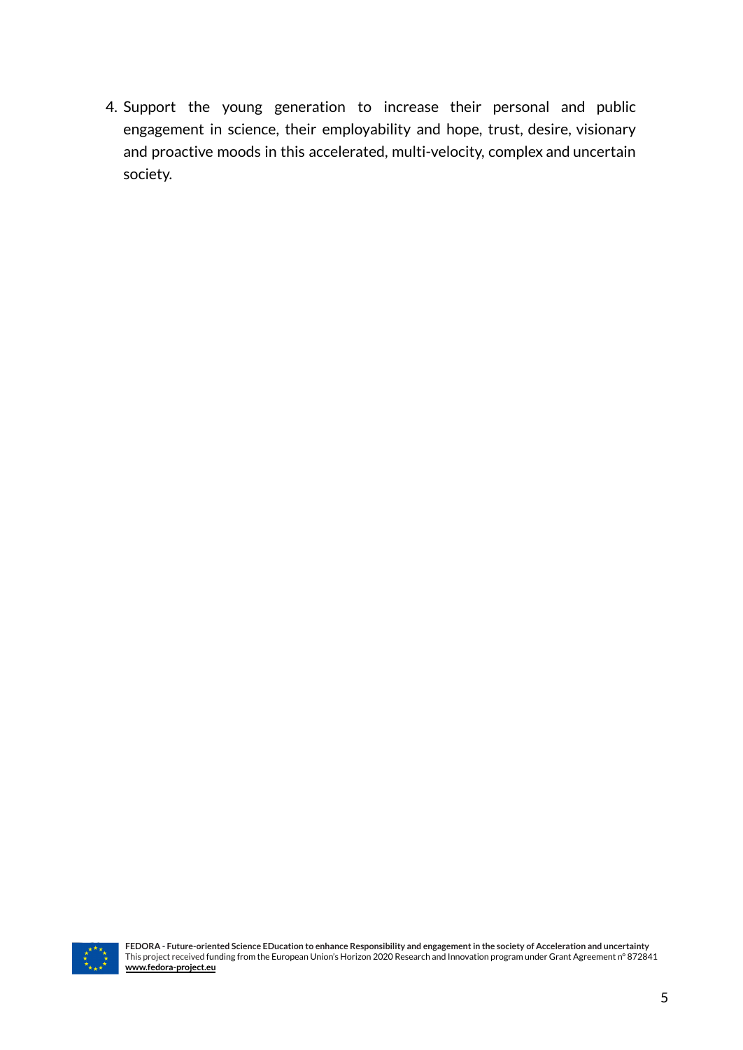4. Support the young generation to increase their personal and public engagement in science, their employability and hope, trust, desire, visionary and proactive moods in this accelerated, multi-velocity, complex and uncertain society.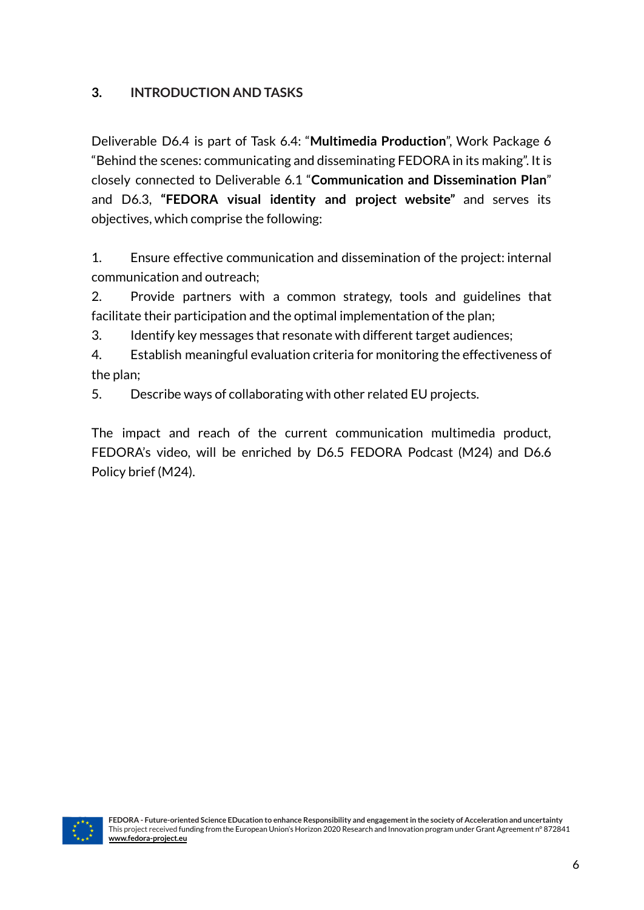## 3. INTRODUCTION AND TASKS

Deliverable D6.4 is part of Task 6.4: "**Multimedia Production**", Work Package 6 "Behind the scenes: communicating and disseminating FEDORA in its making". It is closely connected to Deliverable 6.1 "**Communication and Dissemination Plan**" and D6.3, **"FEDORA visual identity and project website"** and serves its objectives, which comprise the following:

1. Ensure effective communication and dissemination of the project: internal communication and outreach;
2. Provide partners with a common strategy, tools and guidelines that facilitate their participation and the optimal implementation of the plan;
3. Identify key messages that resonate with different target audiences;
4. Establish meaningful evaluation criteria for monitoring the effectiveness of the plan;
5. Describe ways of collaborating with other related EU projects.

The impact and reach of the current communication multimedia product, FEDORA's video, will be enriched by D6.5 FEDORA Podcast (M24) and D6.6 Policy brief (M24).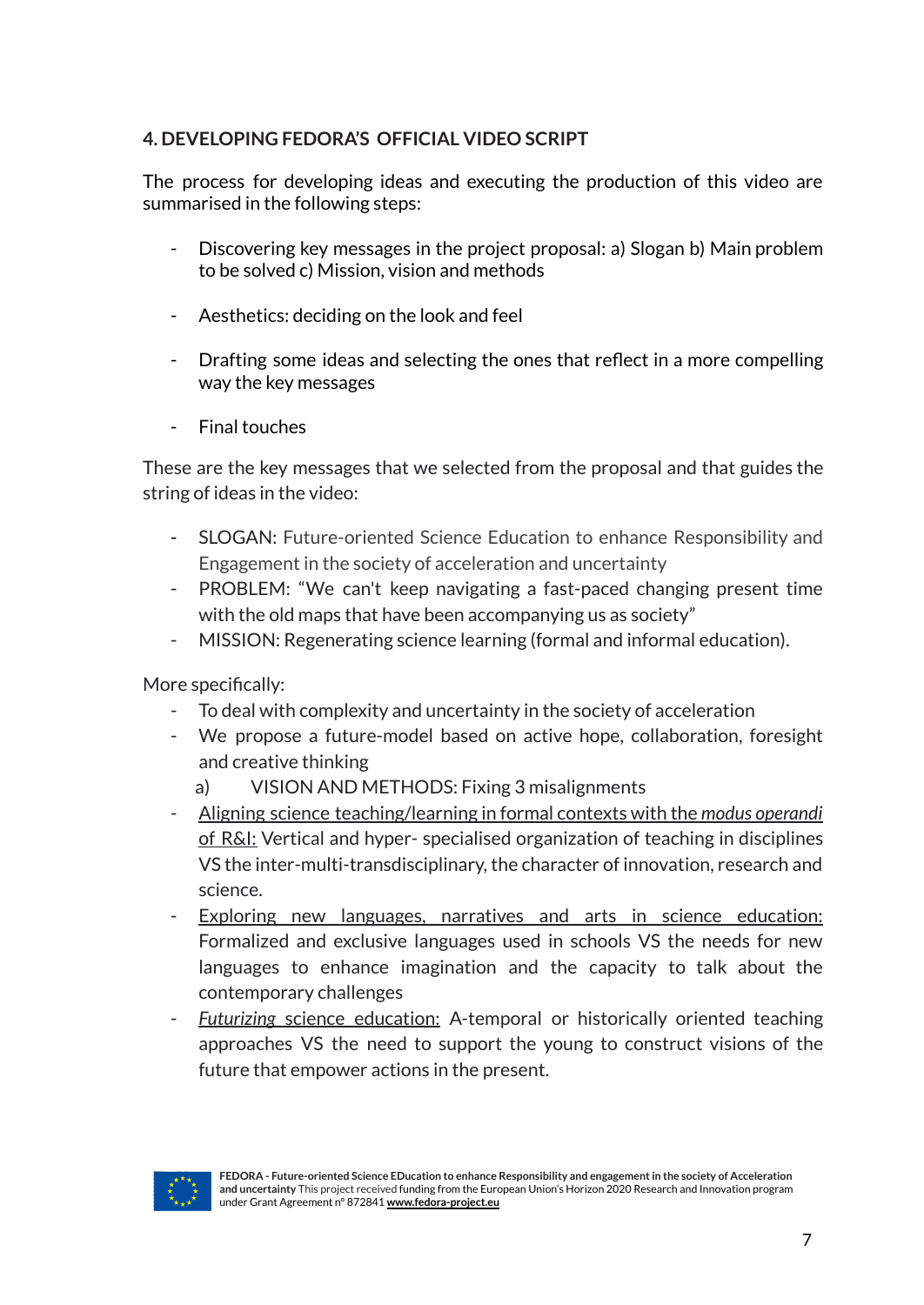## 4. DEVELOPING FEDORA'S OFFICIAL VIDEO SCRIPT

The process for developing ideas and executing the production of this video are summarised in the following steps:

- Discovering key messages in the project proposal: a) Slogan b) Main problem to be solved c) Mission, vision and methods
- Aesthetics: deciding on the look and feel
- Drafting some ideas and selecting the ones that reflect in a more compelling way the key messages
- Final touches

These are the key messages that we selected from the proposal and that guides the string of ideas in the video:

- SLOGAN: Future-oriented Science Education to enhance Responsibility and Engagement in the society of acceleration and uncertainty
- PROBLEM: "We can't keep navigating a fast-paced changing present time with the old maps that have been accompanying us as society"
- MISSION: Regenerating science learning (formal and informal education).

More specifically:

- To deal with complexity and uncertainty in the society of acceleration
- We propose a future-model based on active hope, collaboration, foresight and creative thinking

a) VISION AND METHODS: Fixing 3 misalignments

- <u>Aligning science teaching/learning in formal contexts with the *modus operandi* of R&I:</u> Vertical and hyper- specialised organization of teaching in disciplines VS the inter-multi-transdisciplinary, the character of innovation, research and science.
- <u>Exploring new languages, narratives and arts in science education:</u> Formalized and exclusive languages used in schools VS the needs for new languages to enhance imagination and the capacity to talk about the contemporary challenges
- <u>*Futurizing* science education:</u> A-temporal or historically oriented teaching approaches VS the need to support the young to construct visions of the future that empower actions in the present.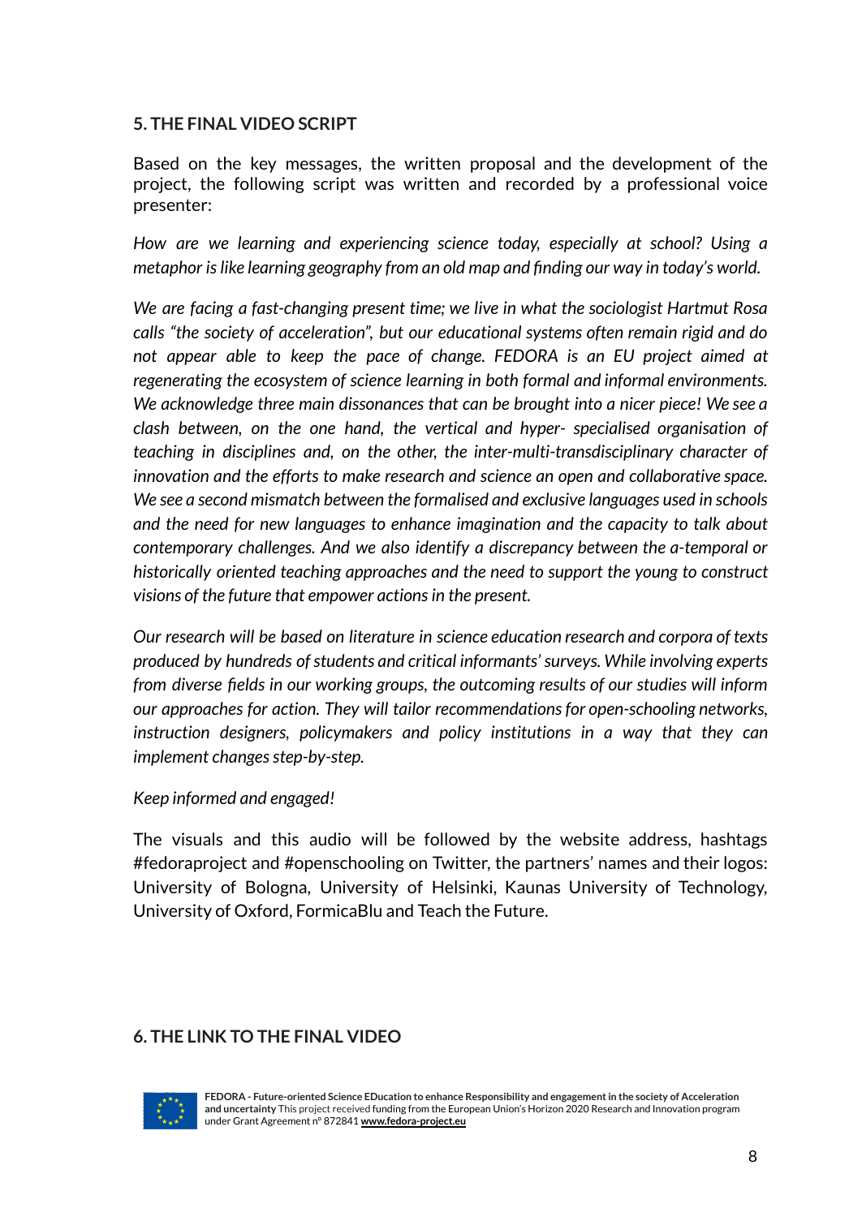## 5. THE FINAL VIDEO SCRIPT

Based on the key messages, the written proposal and the development of the project, the following script was written and recorded by a professional voice presenter:

*How are we learning and experiencing science today, especially at school? Using a metaphor is like learning geography from an old map and finding our way in today's world.*

*We are facing a fast-changing present time; we live in what the sociologist Hartmut Rosa calls "the society of acceleration", but our educational systems often remain rigid and do not appear able to keep the pace of change. FEDORA is an EU project aimed at regenerating the ecosystem of science learning in both formal and informal environments. We acknowledge three main dissonances that can be brought into a nicer piece! We see a clash between, on the one hand, the vertical and hyper- specialised organisation of teaching in disciplines and, on the other, the inter-multi-transdisciplinary character of innovation and the efforts to make research and science an open and collaborative space. We see a second mismatch between the formalised and exclusive languages used in schools and the need for new languages to enhance imagination and the capacity to talk about contemporary challenges. And we also identify a discrepancy between the a-temporal or historically oriented teaching approaches and the need to support the young to construct visions of the future that empower actions in the present.*

*Our research will be based on literature in science education research and corpora of texts produced by hundreds of students and critical informants' surveys. While involving experts from diverse fields in our working groups, the outcoming results of our studies will inform our approaches for action. They will tailor recommendations for open-schooling networks, instruction designers, policymakers and policy institutions in a way that they can implement changes step-by-step.*

*Keep informed and engaged!*

The visuals and this audio will be followed by the website address, hashtags #fedoraproject and #openschooling on Twitter, the partners' names and their logos: University of Bologna, University of Helsinki, Kaunas University of Technology, University of Oxford, FormicaBlu and Teach the Future.

## 6. THE LINK TO THE FINAL VIDEO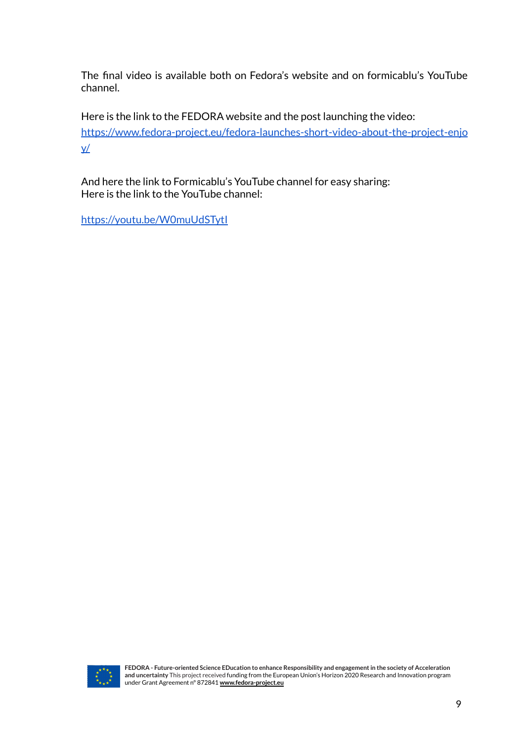The final video is available both on Fedora's website and on formicablu's YouTube channel.

Here is the link to the FEDORA website and the post launching the video:
https://www.fedora-project.eu/fedora-launches-short-video-about-the-project-enjoy/

And here the link to Formicablu's YouTube channel for easy sharing:
Here is the link to the YouTube channel:

https://youtu.be/W0muUdSTytI